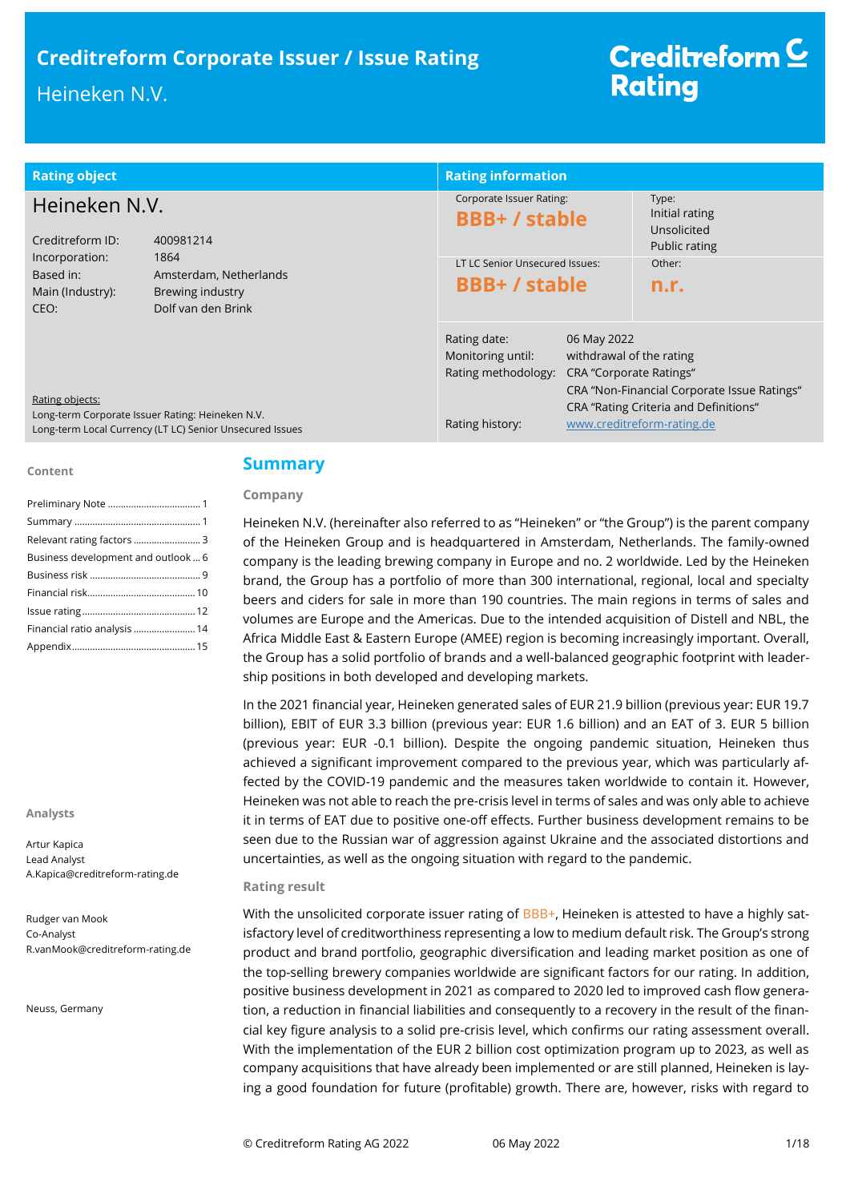# Creditreform Corporate Issuer / Issue Rating

Heineken N.V.

Creditreform Rating

| Rating object | |
|---|---|
| **Heineken N.V.** | |
| Creditreform ID: | 400981214 |
| Incorporation: | 1864 |
| Based in: | Amsterdam, Netherlands |
| Main (Industry): | Brewing industry |
| CEO: | Dolf van den Brink |

Rating objects:
Long-term Corporate Issuer Rating: Heineken N.V.
Long-term Local Currency (LT LC) Senior Unsecured Issues

| Rating information | |
|---|---|
| Corporate Issuer Rating: **BBB+ / stable** | Type: Initial rating, Unsolicited, Public rating |
| LT LC Senior Unsecured Issues: **BBB+ / stable** | Other: **n.r.** |

| | |
|---|---|
| Rating date: | 06 May 2022 |
| Monitoring until: | withdrawal of the rating |
| Rating methodology: | CRA "Corporate Ratings"<br>CRA "Non-Financial Corporate Issue Ratings"<br>CRA "Rating Criteria and Definitions" |
| Rating history: | www.creditreform-rating.de |

**Content**

- Preliminary Note ... 1
- Summary ... 1
- Relevant rating factors ... 3
- Business development and outlook ... 6
- Business risk ... 9
- Financial risk ... 10
- Issue rating ... 12
- Financial ratio analysis ... 14
- Appendix ... 15

**Analysts**

Artur Kapica
Lead Analyst
A.Kapica@creditreform-rating.de

Rudger van Mook
Co-Analyst
R.vanMook@creditreform-rating.de

Neuss, Germany

## Summary

### Company

Heineken N.V. (hereinafter also referred to as "Heineken" or "the Group") is the parent company of the Heineken Group and is headquartered in Amsterdam, Netherlands. The family-owned company is the leading brewing company in Europe and no. 2 worldwide. Led by the Heineken brand, the Group has a portfolio of more than 300 international, regional, local and specialty beers and ciders for sale in more than 190 countries. The main regions in terms of sales and volumes are Europe and the Americas. Due to the intended acquisition of Distell and NBL, the Africa Middle East & Eastern Europe (AMEE) region is becoming increasingly important. Overall, the Group has a solid portfolio of brands and a well-balanced geographic footprint with leadership positions in both developed and developing markets.

In the 2021 financial year, Heineken generated sales of EUR 21.9 billion (previous year: EUR 19.7 billion), EBIT of EUR 3.3 billion (previous year: EUR 1.6 billion) and an EAT of 3. EUR 5 billion (previous year: EUR -0.1 billion). Despite the ongoing pandemic situation, Heineken thus achieved a significant improvement compared to the previous year, which was particularly affected by the COVID-19 pandemic and the measures taken worldwide to contain it. However, Heineken was not able to reach the pre-crisis level in terms of sales and was only able to achieve it in terms of EAT due to positive one-off effects. Further business development remains to be seen due to the Russian war of aggression against Ukraine and the associated distortions and uncertainties, as well as the ongoing situation with regard to the pandemic.

### Rating result

With the unsolicited corporate issuer rating of BBB+, Heineken is attested to have a highly satisfactory level of creditworthiness representing a low to medium default risk. The Group's strong product and brand portfolio, geographic diversification and leading market position as one of the top-selling brewery companies worldwide are significant factors for our rating. In addition, positive business development in 2021 as compared to 2020 led to improved cash flow generation, a reduction in financial liabilities and consequently to a recovery in the result of the financial key figure analysis to a solid pre-crisis level, which confirms our rating assessment overall. With the implementation of the EUR 2 billion cost optimization program up to 2023, as well as company acquisitions that have already been implemented or are still planned, Heineken is laying a good foundation for future (profitable) growth. There are, however, risks with regard to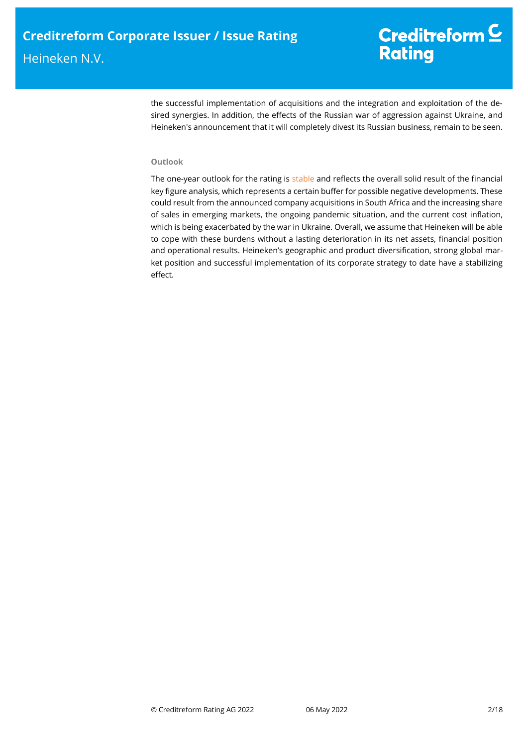the successful implementation of acquisitions and the integration and exploitation of the desired synergies. In addition, the effects of the Russian war of aggression against Ukraine, and Heineken's announcement that it will completely divest its Russian business, remain to be seen.

#### Outlook

The one-year outlook for the rating is stable and reflects the overall solid result of the financial key figure analysis, which represents a certain buffer for possible negative developments. These could result from the announced company acquisitions in South Africa and the increasing share of sales in emerging markets, the ongoing pandemic situation, and the current cost inflation, which is being exacerbated by the war in Ukraine. Overall, we assume that Heineken will be able to cope with these burdens without a lasting deterioration in its net assets, financial position and operational results. Heineken's geographic and product diversification, strong global market position and successful implementation of its corporate strategy to date have a stabilizing effect.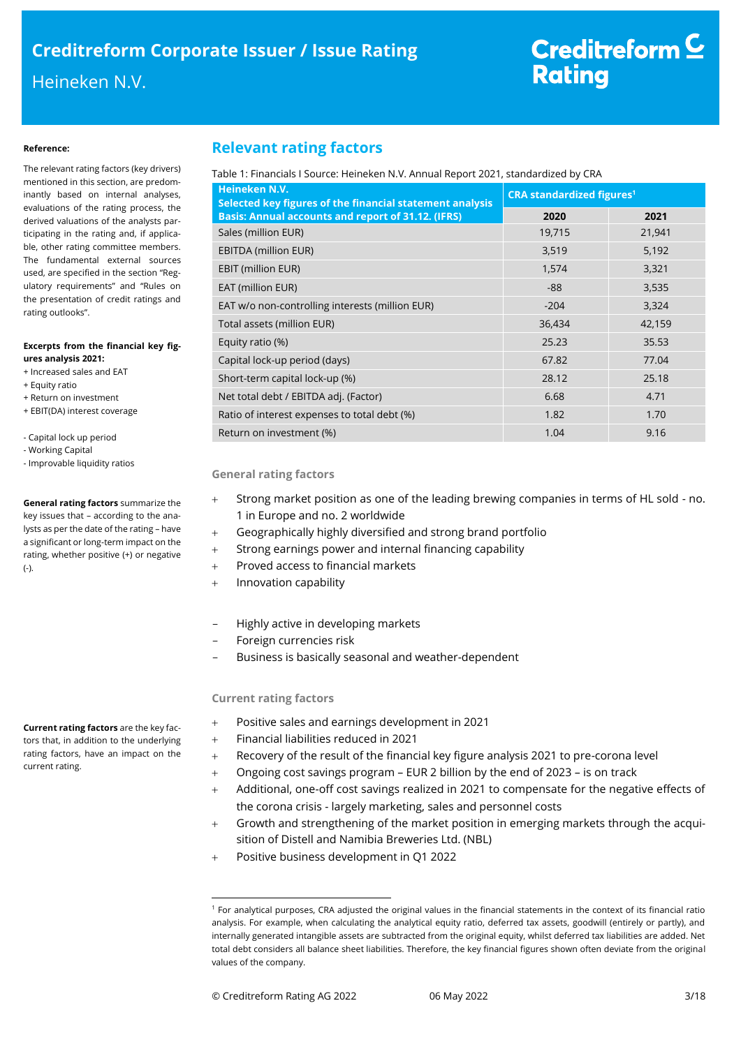**Reference:**

The relevant rating factors (key drivers) mentioned in this section, are predominantly based on internal analyses, evaluations of the rating process, the derived valuations of the analysts participating in the rating and, if applicable, other rating committee members. The fundamental external sources used, are specified in the section "Regulatory requirements" and "Rules on the presentation of credit ratings and rating outlooks".

**Excerpts from the financial key figures analysis 2021:**

+ Increased sales and EAT
+ Equity ratio
+ Return on investment
+ EBIT(DA) interest coverage

- Capital lock up period
- Working Capital
- Improvable liquidity ratios

**General rating factors** summarize the key issues that – according to the analysts as per the date of the rating – have a significant or long-term impact on the rating, whether positive (+) or negative (-).

**Current rating factors** are the key factors that, in addition to the underlying rating factors, have an impact on the current rating.

## Relevant rating factors

Table 1: Financials I Source: Heineken N.V. Annual Report 2021, standardized by CRA

| Heineken N.V. Selected key figures of the financial statement analysis Basis: Annual accounts and report of 31.12. (IFRS) | CRA standardized figures[1] | |
|---|---|---|
| | **2020** | **2021** |
| Sales (million EUR) | 19,715 | 21,941 |
| EBITDA (million EUR) | 3,519 | 5,192 |
| EBIT (million EUR) | 1,574 | 3,321 |
| EAT (million EUR) | -88 | 3,535 |
| EAT w/o non-controlling interests (million EUR) | -204 | 3,324 |
| Total assets (million EUR) | 36,434 | 42,159 |
| Equity ratio (%) | 25.23 | 35.53 |
| Capital lock-up period (days) | 67.82 | 77.04 |
| Short-term capital lock-up (%) | 28.12 | 25.18 |
| Net total debt / EBITDA adj. (Factor) | 6.68 | 4.71 |
| Ratio of interest expenses to total debt (%) | 1.82 | 1.70 |
| Return on investment (%) | 1.04 | 9.16 |

### General rating factors

+ Strong market position as one of the leading brewing companies in terms of HL sold - no. 1 in Europe and no. 2 worldwide
+ Geographically highly diversified and strong brand portfolio
+ Strong earnings power and internal financing capability
+ Proved access to financial markets
+ Innovation capability

– Highly active in developing markets
– Foreign currencies risk
– Business is basically seasonal and weather-dependent

### Current rating factors

+ Positive sales and earnings development in 2021
+ Financial liabilities reduced in 2021
+ Recovery of the result of the financial key figure analysis 2021 to pre-corona level
+ Ongoing cost savings program – EUR 2 billion by the end of 2023 – is on track
+ Additional, one-off cost savings realized in 2021 to compensate for the negative effects of the corona crisis - largely marketing, sales and personnel costs
+ Growth and strengthening of the market position in emerging markets through the acquisition of Distell and Namibia Breweries Ltd. (NBL)
+ Positive business development in Q1 2022

[1] For analytical purposes, CRA adjusted the original values in the financial statements in the context of its financial ratio analysis. For example, when calculating the analytical equity ratio, deferred tax assets, goodwill (entirely or partly), and internally generated intangible assets are subtracted from the original equity, whilst deferred tax liabilities are added. Net total debt considers all balance sheet liabilities. Therefore, the key financial figures shown often deviate from the original values of the company.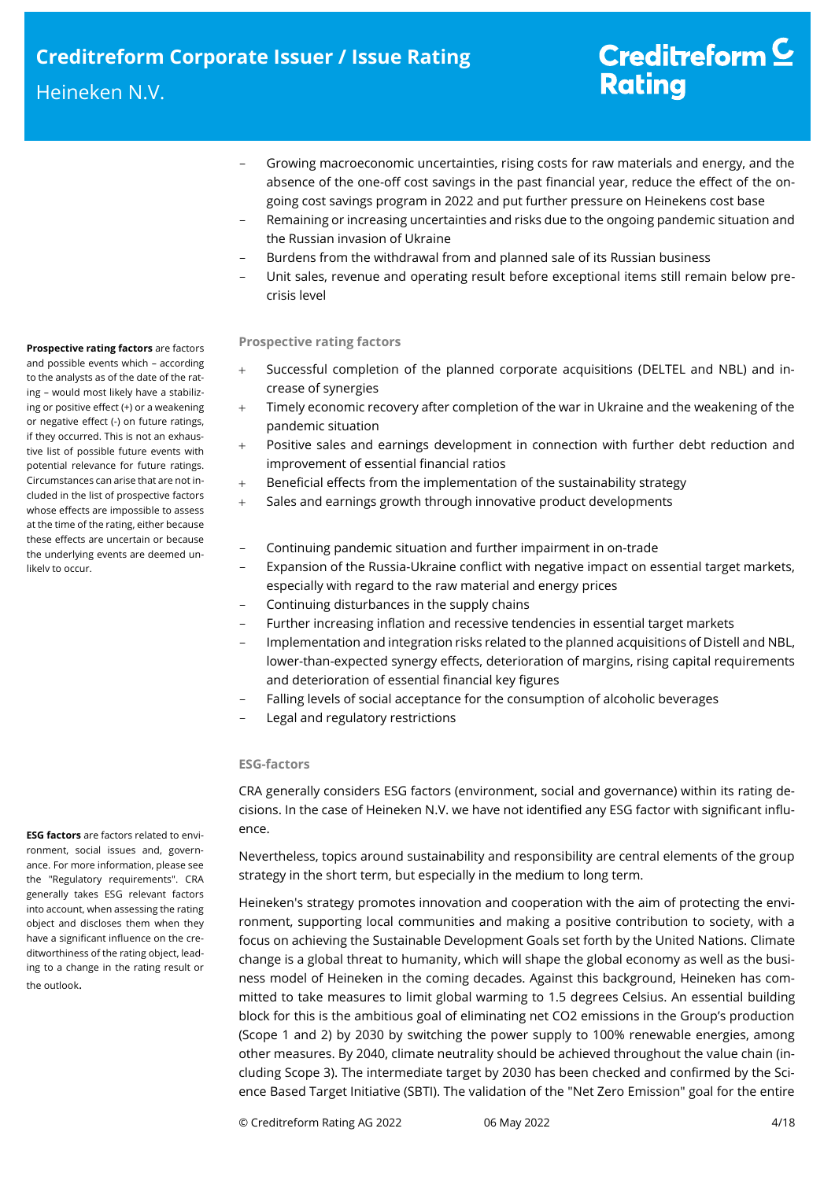- Growing macroeconomic uncertainties, rising costs for raw materials and energy, and the absence of the one-off cost savings in the past financial year, reduce the effect of the ongoing cost savings program in 2022 and put further pressure on Heinekens cost base
- Remaining or increasing uncertainties and risks due to the ongoing pandemic situation and the Russian invasion of Ukraine
- Burdens from the withdrawal from and planned sale of its Russian business
- Unit sales, revenue and operating result before exceptional items still remain below pre-crisis level

**Prospective rating factors** are factors and possible events which – according to the analysts as of the date of the rating – would most likely have a stabilizing or positive effect (+) or a weakening or negative effect (-) on future ratings, if they occurred. This is not an exhaustive list of possible future events with potential relevance for future ratings. Circumstances can arise that are not included in the list of prospective factors whose effects are impossible to assess at the time of the rating, either because these effects are uncertain or because the underlying events are deemed unlikely to occur.

### Prospective rating factors

+ Successful completion of the planned corporate acquisitions (DELTEL and NBL) and increase of synergies
+ Timely economic recovery after completion of the war in Ukraine and the weakening of the pandemic situation
+ Positive sales and earnings development in connection with further debt reduction and improvement of essential financial ratios
+ Beneficial effects from the implementation of the sustainability strategy
+ Sales and earnings growth through innovative product developments

- Continuing pandemic situation and further impairment in on-trade
- Expansion of the Russia-Ukraine conflict with negative impact on essential target markets, especially with regard to the raw material and energy prices
- Continuing disturbances in the supply chains
- Further increasing inflation and recessive tendencies in essential target markets
- Implementation and integration risks related to the planned acquisitions of Distell and NBL, lower-than-expected synergy effects, deterioration of margins, rising capital requirements and deterioration of essential financial key figures
- Falling levels of social acceptance for the consumption of alcoholic beverages
- Legal and regulatory restrictions

**ESG factors** are factors related to environment, social issues and, governance. For more information, please see the "Regulatory requirements". CRA generally takes ESG relevant factors into account, when assessing the rating object and discloses them when they have a significant influence on the creditworthiness of the rating object, leading to a change in the rating result or the outlook.

### ESG-factors

CRA generally considers ESG factors (environment, social and governance) within its rating decisions. In the case of Heineken N.V. we have not identified any ESG factor with significant influence.

Nevertheless, topics around sustainability and responsibility are central elements of the group strategy in the short term, but especially in the medium to long term.

Heineken's strategy promotes innovation and cooperation with the aim of protecting the environment, supporting local communities and making a positive contribution to society, with a focus on achieving the Sustainable Development Goals set forth by the United Nations. Climate change is a global threat to humanity, which will shape the global economy as well as the business model of Heineken in the coming decades. Against this background, Heineken has committed to take measures to limit global warming to 1.5 degrees Celsius. An essential building block for this is the ambitious goal of eliminating net $CO_2$ emissions in the Group's production (Scope 1 and 2) by 2030 by switching the power supply to 100% renewable energies, among other measures. By 2040, climate neutrality should be achieved throughout the value chain (including Scope 3). The intermediate target by 2030 has been checked and confirmed by the Science Based Target Initiative (SBTI). The validation of the "Net Zero Emission" goal for the entire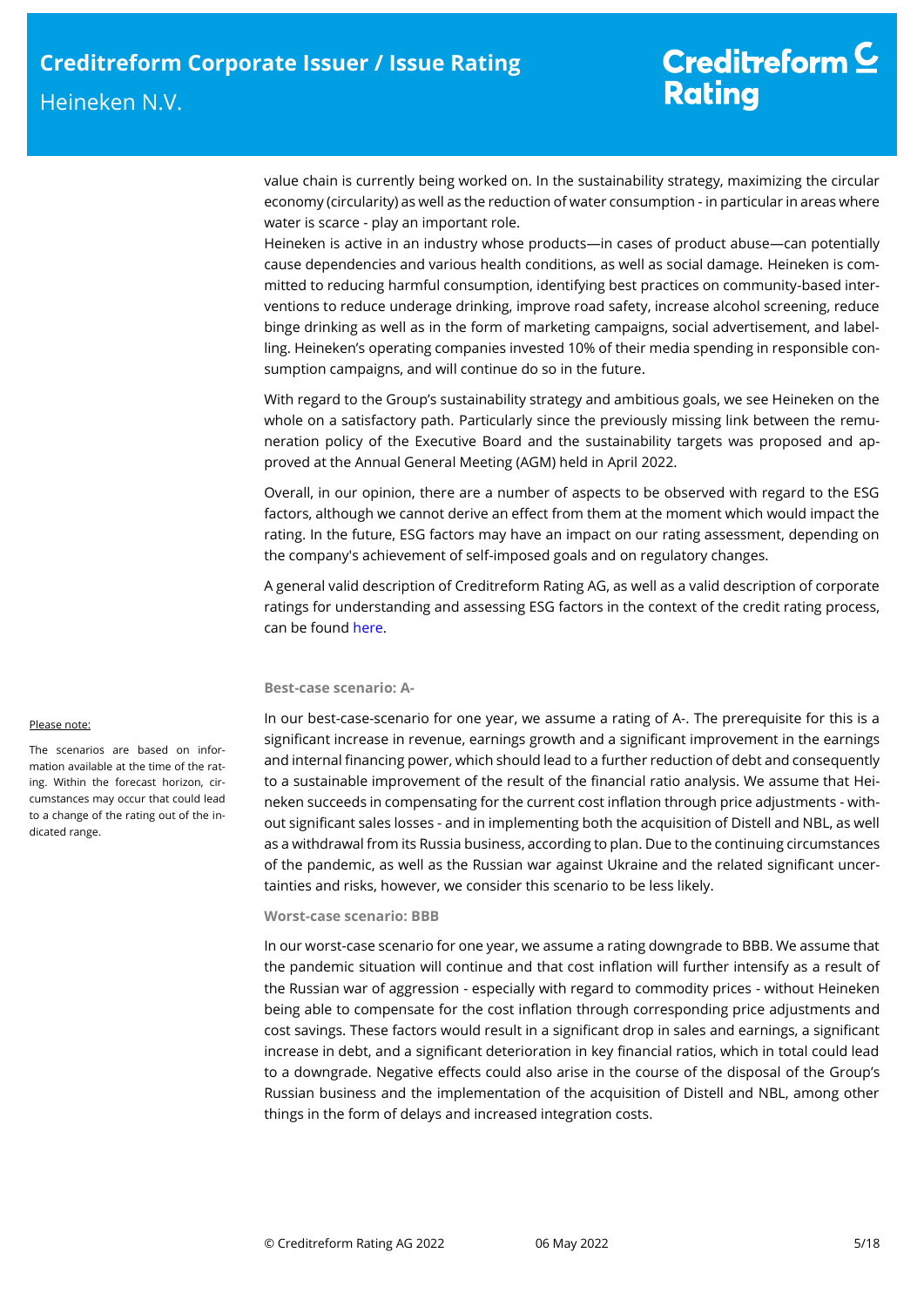value chain is currently being worked on. In the sustainability strategy, maximizing the circular economy (circularity) as well as the reduction of water consumption - in particular in areas where water is scarce - play an important role.

Heineken is active in an industry whose products—in cases of product abuse—can potentially cause dependencies and various health conditions, as well as social damage. Heineken is committed to reducing harmful consumption, identifying best practices on community-based interventions to reduce underage drinking, improve road safety, increase alcohol screening, reduce binge drinking as well as in the form of marketing campaigns, social advertisement, and labelling. Heineken's operating companies invested 10% of their media spending in responsible consumption campaigns, and will continue do so in the future.

With regard to the Group's sustainability strategy and ambitious goals, we see Heineken on the whole on a satisfactory path. Particularly since the previously missing link between the remuneration policy of the Executive Board and the sustainability targets was proposed and approved at the Annual General Meeting (AGM) held in April 2022.

Overall, in our opinion, there are a number of aspects to be observed with regard to the ESG factors, although we cannot derive an effect from them at the moment which would impact the rating. In the future, ESG factors may have an impact on our rating assessment, depending on the company's achievement of self-imposed goals and on regulatory changes.

A general valid description of Creditreform Rating AG, as well as a valid description of corporate ratings for understanding and assessing ESG factors in the context of the credit rating process, can be found here.

Please note:

The scenarios are based on information available at the time of the rating. Within the forecast horizon, circumstances may occur that could lead to a change of the rating out of the indicated range.

**Best-case scenario: A-**

In our best-case-scenario for one year, we assume a rating of A-. The prerequisite for this is a significant increase in revenue, earnings growth and a significant improvement in the earnings and internal financing power, which should lead to a further reduction of debt and consequently to a sustainable improvement of the result of the financial ratio analysis. We assume that Heineken succeeds in compensating for the current cost inflation through price adjustments - without significant sales losses - and in implementing both the acquisition of Distell and NBL, as well as a withdrawal from its Russia business, according to plan. Due to the continuing circumstances of the pandemic, as well as the Russian war against Ukraine and the related significant uncertainties and risks, however, we consider this scenario to be less likely.

**Worst-case scenario: BBB**

In our worst-case scenario for one year, we assume a rating downgrade to BBB. We assume that the pandemic situation will continue and that cost inflation will further intensify as a result of the Russian war of aggression - especially with regard to commodity prices - without Heineken being able to compensate for the cost inflation through corresponding price adjustments and cost savings. These factors would result in a significant drop in sales and earnings, a significant increase in debt, and a significant deterioration in key financial ratios, which in total could lead to a downgrade. Negative effects could also arise in the course of the disposal of the Group's Russian business and the implementation of the acquisition of Distell and NBL, among other things in the form of delays and increased integration costs.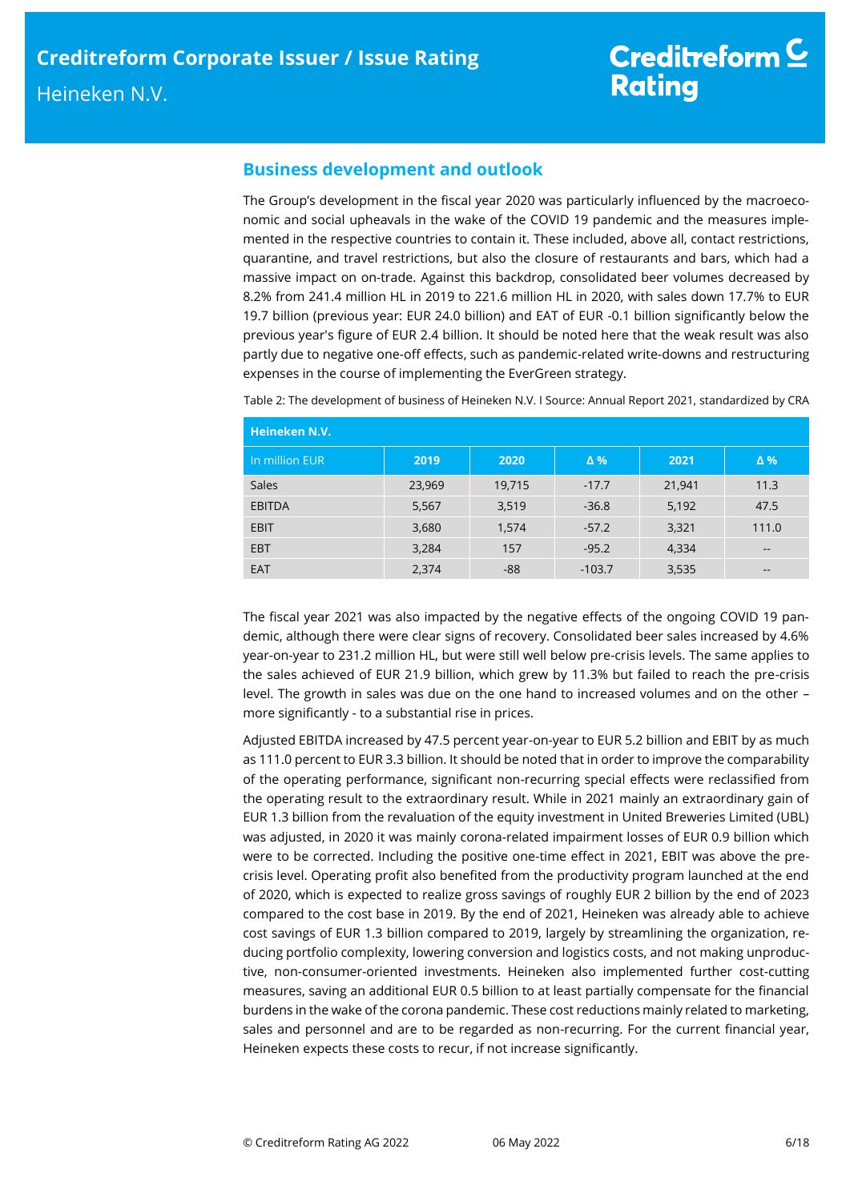## Business development and outlook

The Group's development in the fiscal year 2020 was particularly influenced by the macroeconomic and social upheavals in the wake of the COVID 19 pandemic and the measures implemented in the respective countries to contain it. These included, above all, contact restrictions, quarantine, and travel restrictions, but also the closure of restaurants and bars, which had a massive impact on on-trade. Against this backdrop, consolidated beer volumes decreased by 8.2% from 241.4 million HL in 2019 to 221.6 million HL in 2020, with sales down 17.7% to EUR 19.7 billion (previous year: EUR 24.0 billion) and EAT of EUR -0.1 billion significantly below the previous year's figure of EUR 2.4 billion. It should be noted here that the weak result was also partly due to negative one-off effects, such as pandemic-related write-downs and restructuring expenses in the course of implementing the EverGreen strategy.

Table 2: The development of business of Heineken N.V. I Source: Annual Report 2021, standardized by CRA

| Heineken N.V. | | | | | |
|---|---|---|---|---|---|
| In million EUR | 2019 | 2020 | Δ % | 2021 | Δ % |
| Sales | 23,969 | 19,715 | -17.7 | 21,941 | 11.3 |
| EBITDA | 5,567 | 3,519 | -36.8 | 5,192 | 47.5 |
| EBIT | 3,680 | 1,574 | -57.2 | 3,321 | 111.0 |
| EBT | 3,284 | 157 | -95.2 | 4,334 | -- |
| EAT | 2,374 | -88 | -103.7 | 3,535 | -- |

The fiscal year 2021 was also impacted by the negative effects of the ongoing COVID 19 pandemic, although there were clear signs of recovery. Consolidated beer sales increased by 4.6% year-on-year to 231.2 million HL, but were still well below pre-crisis levels. The same applies to the sales achieved of EUR 21.9 billion, which grew by 11.3% but failed to reach the pre-crisis level. The growth in sales was due on the one hand to increased volumes and on the other – more significantly - to a substantial rise in prices.

Adjusted EBITDA increased by 47.5 percent year-on-year to EUR 5.2 billion and EBIT by as much as 111.0 percent to EUR 3.3 billion. It should be noted that in order to improve the comparability of the operating performance, significant non-recurring special effects were reclassified from the operating result to the extraordinary result. While in 2021 mainly an extraordinary gain of EUR 1.3 billion from the revaluation of the equity investment in United Breweries Limited (UBL) was adjusted, in 2020 it was mainly corona-related impairment losses of EUR 0.9 billion which were to be corrected. Including the positive one-time effect in 2021, EBIT was above the pre-crisis level. Operating profit also benefited from the productivity program launched at the end of 2020, which is expected to realize gross savings of roughly EUR 2 billion by the end of 2023 compared to the cost base in 2019. By the end of 2021, Heineken was already able to achieve cost savings of EUR 1.3 billion compared to 2019, largely by streamlining the organization, reducing portfolio complexity, lowering conversion and logistics costs, and not making unproductive, non-consumer-oriented investments. Heineken also implemented further cost-cutting measures, saving an additional EUR 0.5 billion to at least partially compensate for the financial burdens in the wake of the corona pandemic. These cost reductions mainly related to marketing, sales and personnel and are to be regarded as non-recurring. For the current financial year, Heineken expects these costs to recur, if not increase significantly.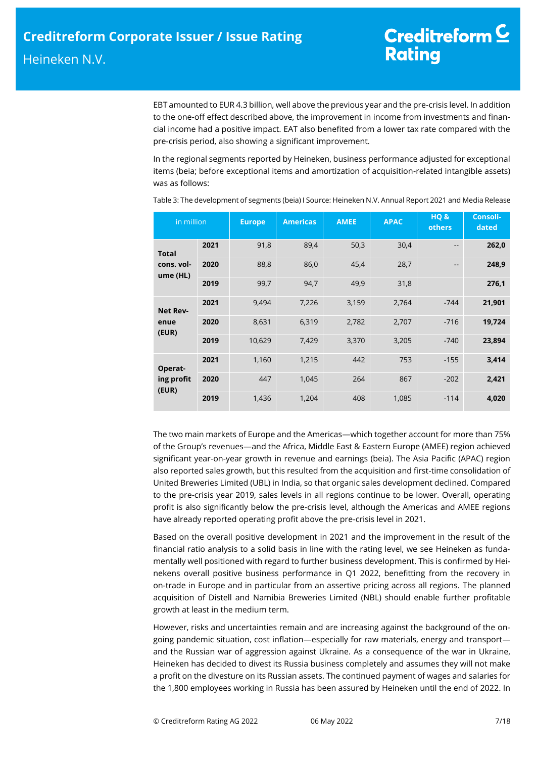EBT amounted to EUR 4.3 billion, well above the previous year and the pre-crisis level. In addition to the one-off effect described above, the improvement in income from investments and financial income had a positive impact. EAT also benefited from a lower tax rate compared with the pre-crisis period, also showing a significant improvement.

In the regional segments reported by Heineken, business performance adjusted for exceptional items (beia; before exceptional items and amortization of acquisition-related intangible assets) was as follows:

Table 3: The development of segments (beia) I Source: Heineken N.V. Annual Report 2021 and Media Release

| in million | | Europe | Americas | AMEE | APAC | HQ & others | Consolidated |
|---|---|---|---|---|---|---|---|
| **Total cons. volume (HL)** | **2021** | 91,8 | 89,4 | 50,3 | 30,4 | -- | **262,0** |
| | **2020** | 88,8 | 86,0 | 45,4 | 28,7 | -- | **248,9** |
| | **2019** | 99,7 | 94,7 | 49,9 | 31,8 | | **276,1** |
| **Net Revenue (EUR)** | **2021** | 9,494 | 7,226 | 3,159 | 2,764 | -744 | **21,901** |
| | **2020** | 8,631 | 6,319 | 2,782 | 2,707 | -716 | **19,724** |
| | **2019** | 10,629 | 7,429 | 3,370 | 3,205 | -740 | **23,894** |
| **Operating profit (EUR)** | **2021** | 1,160 | 1,215 | 442 | 753 | -155 | **3,414** |
| | **2020** | 447 | 1,045 | 264 | 867 | -202 | **2,421** |
| | **2019** | 1,436 | 1,204 | 408 | 1,085 | -114 | **4,020** |

The two main markets of Europe and the Americas—which together account for more than 75% of the Group's revenues—and the Africa, Middle East & Eastern Europe (AMEE) region achieved significant year-on-year growth in revenue and earnings (beia). The Asia Pacific (APAC) region also reported sales growth, but this resulted from the acquisition and first-time consolidation of United Breweries Limited (UBL) in India, so that organic sales development declined. Compared to the pre-crisis year 2019, sales levels in all regions continue to be lower. Overall, operating profit is also significantly below the pre-crisis level, although the Americas and AMEE regions have already reported operating profit above the pre-crisis level in 2021.

Based on the overall positive development in 2021 and the improvement in the result of the financial ratio analysis to a solid basis in line with the rating level, we see Heineken as fundamentally well positioned with regard to further business development. This is confirmed by Heinekens overall positive business performance in Q1 2022, benefitting from the recovery in on-trade in Europe and in particular from an assertive pricing across all regions. The planned acquisition of Distell and Namibia Breweries Limited (NBL) should enable further profitable growth at least in the medium term.

However, risks and uncertainties remain and are increasing against the background of the ongoing pandemic situation, cost inflation—especially for raw materials, energy and transport—and the Russian war of aggression against Ukraine. As a consequence of the war in Ukraine, Heineken has decided to divest its Russia business completely and assumes they will not make a profit on the divesture on its Russian assets. The continued payment of wages and salaries for the 1,800 employees working in Russia has been assured by Heineken until the end of 2022. In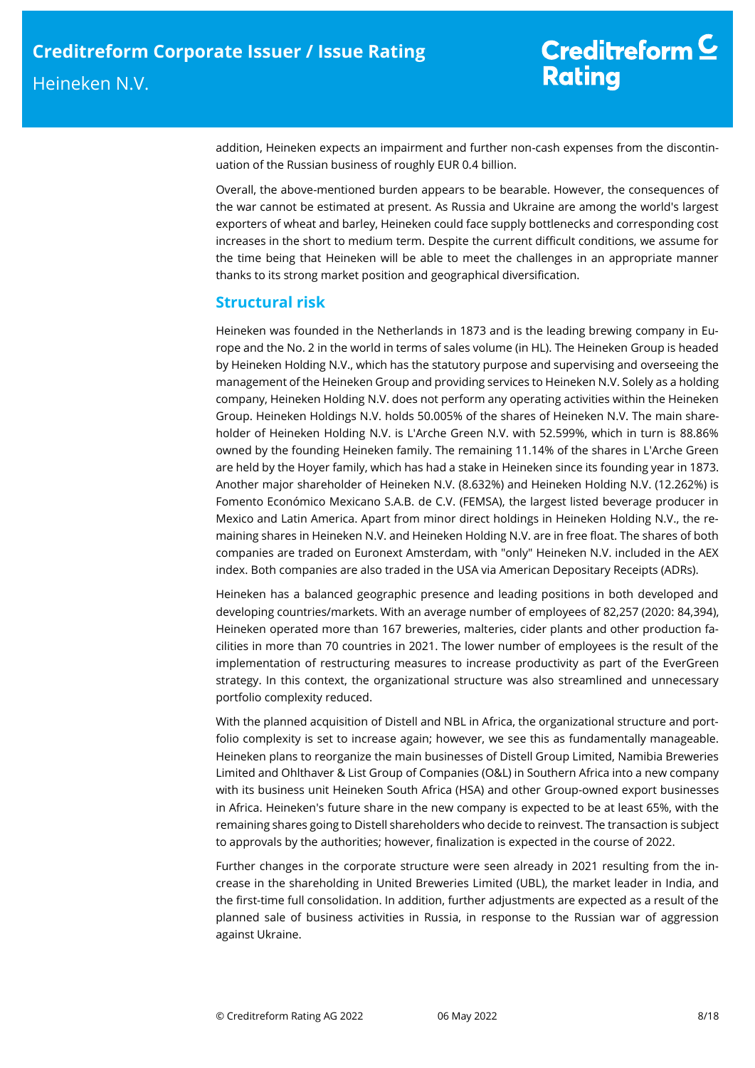addition, Heineken expects an impairment and further non-cash expenses from the discontinuation of the Russian business of roughly EUR 0.4 billion.

Overall, the above-mentioned burden appears to be bearable. However, the consequences of the war cannot be estimated at present. As Russia and Ukraine are among the world's largest exporters of wheat and barley, Heineken could face supply bottlenecks and corresponding cost increases in the short to medium term. Despite the current difficult conditions, we assume for the time being that Heineken will be able to meet the challenges in an appropriate manner thanks to its strong market position and geographical diversification.

## Structural risk

Heineken was founded in the Netherlands in 1873 and is the leading brewing company in Europe and the No. 2 in the world in terms of sales volume (in HL). The Heineken Group is headed by Heineken Holding N.V., which has the statutory purpose and supervising and overseeing the management of the Heineken Group and providing services to Heineken N.V. Solely as a holding company, Heineken Holding N.V. does not perform any operating activities within the Heineken Group. Heineken Holdings N.V. holds 50.005% of the shares of Heineken N.V. The main shareholder of Heineken Holding N.V. is L'Arche Green N.V. with 52.599%, which in turn is 88.86% owned by the founding Heineken family. The remaining 11.14% of the shares in L'Arche Green are held by the Hoyer family, which has had a stake in Heineken since its founding year in 1873. Another major shareholder of Heineken N.V. (8.632%) and Heineken Holding N.V. (12.262%) is Fomento Económico Mexicano S.A.B. de C.V. (FEMSA), the largest listed beverage producer in Mexico and Latin America. Apart from minor direct holdings in Heineken Holding N.V., the remaining shares in Heineken N.V. and Heineken Holding N.V. are in free float. The shares of both companies are traded on Euronext Amsterdam, with "only" Heineken N.V. included in the AEX index. Both companies are also traded in the USA via American Depositary Receipts (ADRs).

Heineken has a balanced geographic presence and leading positions in both developed and developing countries/markets. With an average number of employees of 82,257 (2020: 84,394), Heineken operated more than 167 breweries, malteries, cider plants and other production facilities in more than 70 countries in 2021. The lower number of employees is the result of the implementation of restructuring measures to increase productivity as part of the EverGreen strategy. In this context, the organizational structure was also streamlined and unnecessary portfolio complexity reduced.

With the planned acquisition of Distell and NBL in Africa, the organizational structure and portfolio complexity is set to increase again; however, we see this as fundamentally manageable. Heineken plans to reorganize the main businesses of Distell Group Limited, Namibia Breweries Limited and Ohlthaver & List Group of Companies (O&L) in Southern Africa into a new company with its business unit Heineken South Africa (HSA) and other Group-owned export businesses in Africa. Heineken's future share in the new company is expected to be at least 65%, with the remaining shares going to Distell shareholders who decide to reinvest. The transaction is subject to approvals by the authorities; however, finalization is expected in the course of 2022.

Further changes in the corporate structure were seen already in 2021 resulting from the increase in the shareholding in United Breweries Limited (UBL), the market leader in India, and the first-time full consolidation. In addition, further adjustments are expected as a result of the planned sale of business activities in Russia, in response to the Russian war of aggression against Ukraine.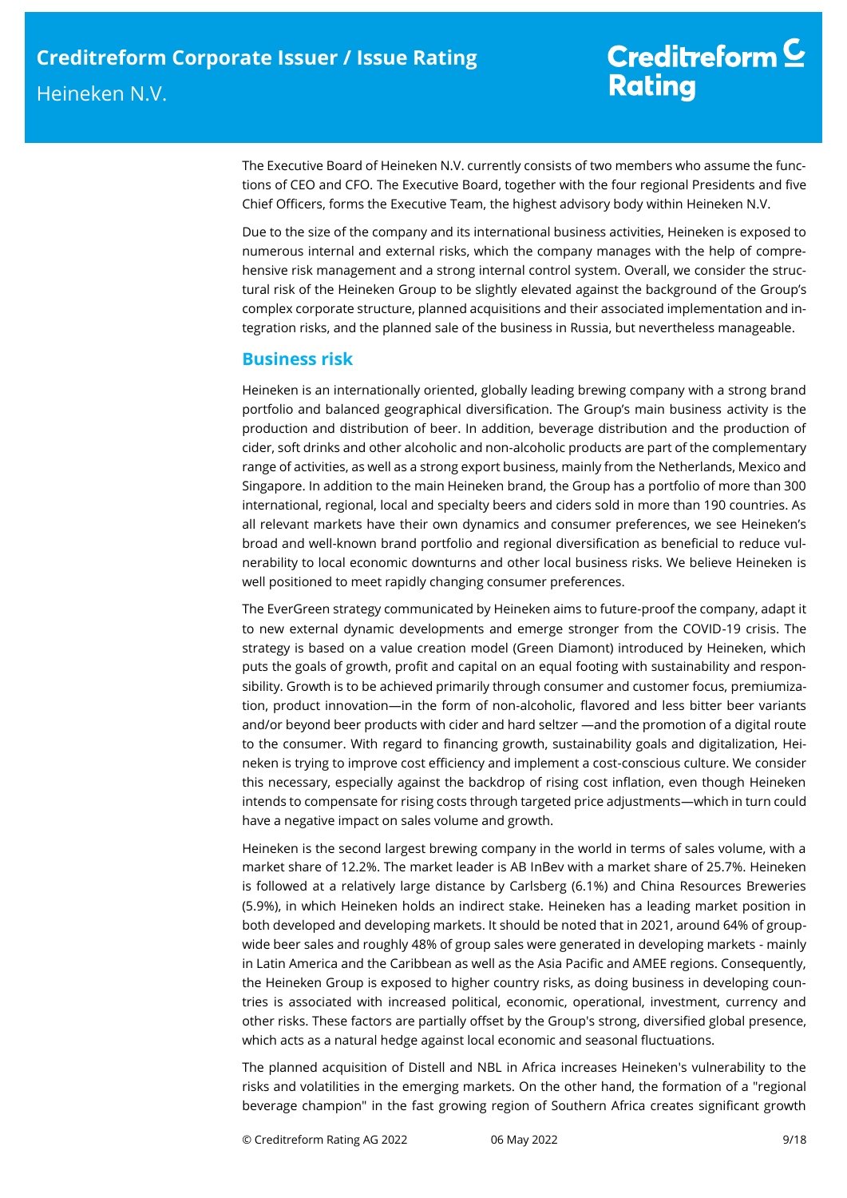The Executive Board of Heineken N.V. currently consists of two members who assume the functions of CEO and CFO. The Executive Board, together with the four regional Presidents and five Chief Officers, forms the Executive Team, the highest advisory body within Heineken N.V.

Due to the size of the company and its international business activities, Heineken is exposed to numerous internal and external risks, which the company manages with the help of comprehensive risk management and a strong internal control system. Overall, we consider the structural risk of the Heineken Group to be slightly elevated against the background of the Group's complex corporate structure, planned acquisitions and their associated implementation and integration risks, and the planned sale of the business in Russia, but nevertheless manageable.

## Business risk

Heineken is an internationally oriented, globally leading brewing company with a strong brand portfolio and balanced geographical diversification. The Group's main business activity is the production and distribution of beer. In addition, beverage distribution and the production of cider, soft drinks and other alcoholic and non-alcoholic products are part of the complementary range of activities, as well as a strong export business, mainly from the Netherlands, Mexico and Singapore. In addition to the main Heineken brand, the Group has a portfolio of more than 300 international, regional, local and specialty beers and ciders sold in more than 190 countries. As all relevant markets have their own dynamics and consumer preferences, we see Heineken's broad and well-known brand portfolio and regional diversification as beneficial to reduce vulnerability to local economic downturns and other local business risks. We believe Heineken is well positioned to meet rapidly changing consumer preferences.

The EverGreen strategy communicated by Heineken aims to future-proof the company, adapt it to new external dynamic developments and emerge stronger from the COVID-19 crisis. The strategy is based on a value creation model (Green Diamont) introduced by Heineken, which puts the goals of growth, profit and capital on an equal footing with sustainability and responsibility. Growth is to be achieved primarily through consumer and customer focus, premiumization, product innovation—in the form of non-alcoholic, flavored and less bitter beer variants and/or beyond beer products with cider and hard seltzer —and the promotion of a digital route to the consumer. With regard to financing growth, sustainability goals and digitalization, Heineken is trying to improve cost efficiency and implement a cost-conscious culture. We consider this necessary, especially against the backdrop of rising cost inflation, even though Heineken intends to compensate for rising costs through targeted price adjustments—which in turn could have a negative impact on sales volume and growth.

Heineken is the second largest brewing company in the world in terms of sales volume, with a market share of 12.2%. The market leader is AB InBev with a market share of 25.7%. Heineken is followed at a relatively large distance by Carlsberg (6.1%) and China Resources Breweries (5.9%), in which Heineken holds an indirect stake. Heineken has a leading market position in both developed and developing markets. It should be noted that in 2021, around 64% of group-wide beer sales and roughly 48% of group sales were generated in developing markets - mainly in Latin America and the Caribbean as well as the Asia Pacific and AMEE regions. Consequently, the Heineken Group is exposed to higher country risks, as doing business in developing countries is associated with increased political, economic, operational, investment, currency and other risks. These factors are partially offset by the Group's strong, diversified global presence, which acts as a natural hedge against local economic and seasonal fluctuations.

The planned acquisition of Distell and NBL in Africa increases Heineken's vulnerability to the risks and volatilities in the emerging markets. On the other hand, the formation of a "regional beverage champion" in the fast growing region of Southern Africa creates significant growth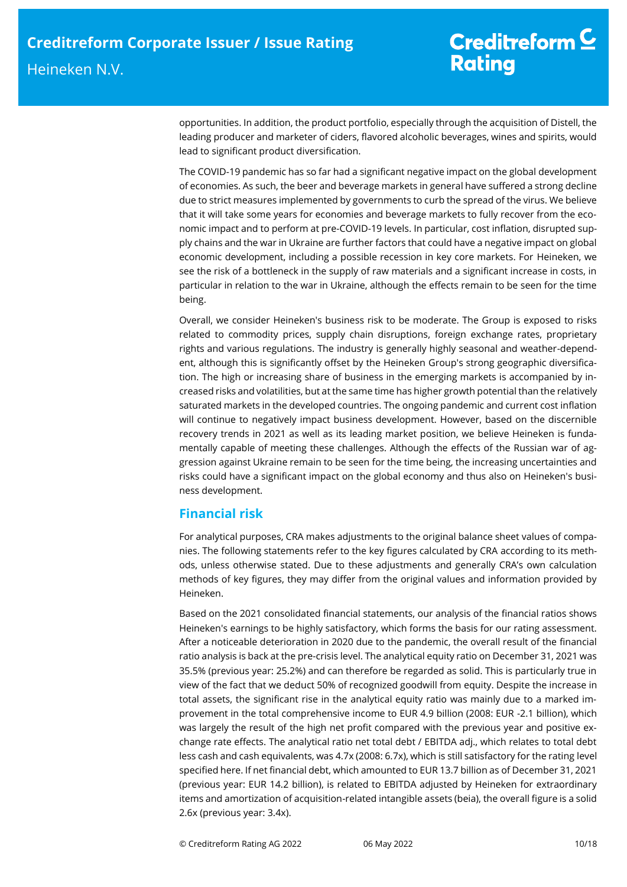opportunities. In addition, the product portfolio, especially through the acquisition of Distell, the leading producer and marketer of ciders, flavored alcoholic beverages, wines and spirits, would lead to significant product diversification.

The COVID-19 pandemic has so far had a significant negative impact on the global development of economies. As such, the beer and beverage markets in general have suffered a strong decline due to strict measures implemented by governments to curb the spread of the virus. We believe that it will take some years for economies and beverage markets to fully recover from the economic impact and to perform at pre-COVID-19 levels. In particular, cost inflation, disrupted supply chains and the war in Ukraine are further factors that could have a negative impact on global economic development, including a possible recession in key core markets. For Heineken, we see the risk of a bottleneck in the supply of raw materials and a significant increase in costs, in particular in relation to the war in Ukraine, although the effects remain to be seen for the time being.

Overall, we consider Heineken's business risk to be moderate. The Group is exposed to risks related to commodity prices, supply chain disruptions, foreign exchange rates, proprietary rights and various regulations. The industry is generally highly seasonal and weather-dependent, although this is significantly offset by the Heineken Group's strong geographic diversification. The high or increasing share of business in the emerging markets is accompanied by increased risks and volatilities, but at the same time has higher growth potential than the relatively saturated markets in the developed countries. The ongoing pandemic and current cost inflation will continue to negatively impact business development. However, based on the discernible recovery trends in 2021 as well as its leading market position, we believe Heineken is fundamentally capable of meeting these challenges. Although the effects of the Russian war of aggression against Ukraine remain to be seen for the time being, the increasing uncertainties and risks could have a significant impact on the global economy and thus also on Heineken's business development.

## Financial risk

For analytical purposes, CRA makes adjustments to the original balance sheet values of companies. The following statements refer to the key figures calculated by CRA according to its methods, unless otherwise stated. Due to these adjustments and generally CRA's own calculation methods of key figures, they may differ from the original values and information provided by Heineken.

Based on the 2021 consolidated financial statements, our analysis of the financial ratios shows Heineken's earnings to be highly satisfactory, which forms the basis for our rating assessment. After a noticeable deterioration in 2020 due to the pandemic, the overall result of the financial ratio analysis is back at the pre-crisis level. The analytical equity ratio on December 31, 2021 was 35.5% (previous year: 25.2%) and can therefore be regarded as solid. This is particularly true in view of the fact that we deduct 50% of recognized goodwill from equity. Despite the increase in total assets, the significant rise in the analytical equity ratio was mainly due to a marked improvement in the total comprehensive income to EUR 4.9 billion (2008: EUR -2.1 billion), which was largely the result of the high net profit compared with the previous year and positive exchange rate effects. The analytical ratio net total debt / EBITDA adj., which relates to total debt less cash and cash equivalents, was 4.7x (2008: 6.7x), which is still satisfactory for the rating level specified here. If net financial debt, which amounted to EUR 13.7 billion as of December 31, 2021 (previous year: EUR 14.2 billion), is related to EBITDA adjusted by Heineken for extraordinary items and amortization of acquisition-related intangible assets (beia), the overall figure is a solid 2.6x (previous year: 3.4x).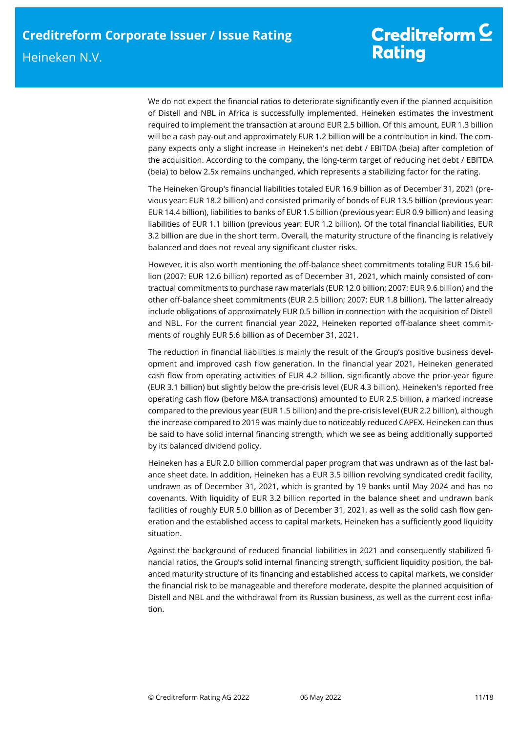We do not expect the financial ratios to deteriorate significantly even if the planned acquisition of Distell and NBL in Africa is successfully implemented. Heineken estimates the investment required to implement the transaction at around EUR 2.5 billion. Of this amount, EUR 1.3 billion will be a cash pay-out and approximately EUR 1.2 billion will be a contribution in kind. The company expects only a slight increase in Heineken's net debt / EBITDA (beia) after completion of the acquisition. According to the company, the long-term target of reducing net debt / EBITDA (beia) to below 2.5x remains unchanged, which represents a stabilizing factor for the rating.

The Heineken Group's financial liabilities totaled EUR 16.9 billion as of December 31, 2021 (previous year: EUR 18.2 billion) and consisted primarily of bonds of EUR 13.5 billion (previous year: EUR 14.4 billion), liabilities to banks of EUR 1.5 billion (previous year: EUR 0.9 billion) and leasing liabilities of EUR 1.1 billion (previous year: EUR 1.2 billion). Of the total financial liabilities, EUR 3.2 billion are due in the short term. Overall, the maturity structure of the financing is relatively balanced and does not reveal any significant cluster risks.

However, it is also worth mentioning the off-balance sheet commitments totaling EUR 15.6 billion (2007: EUR 12.6 billion) reported as of December 31, 2021, which mainly consisted of contractual commitments to purchase raw materials (EUR 12.0 billion; 2007: EUR 9.6 billion) and the other off-balance sheet commitments (EUR 2.5 billion; 2007: EUR 1.8 billion). The latter already include obligations of approximately EUR 0.5 billion in connection with the acquisition of Distell and NBL. For the current financial year 2022, Heineken reported off-balance sheet commitments of roughly EUR 5.6 billion as of December 31, 2021.

The reduction in financial liabilities is mainly the result of the Group's positive business development and improved cash flow generation. In the financial year 2021, Heineken generated cash flow from operating activities of EUR 4.2 billion, significantly above the prior-year figure (EUR 3.1 billion) but slightly below the pre-crisis level (EUR 4.3 billion). Heineken's reported free operating cash flow (before M&A transactions) amounted to EUR 2.5 billion, a marked increase compared to the previous year (EUR 1.5 billion) and the pre-crisis level (EUR 2.2 billion), although the increase compared to 2019 was mainly due to noticeably reduced CAPEX. Heineken can thus be said to have solid internal financing strength, which we see as being additionally supported by its balanced dividend policy.

Heineken has a EUR 2.0 billion commercial paper program that was undrawn as of the last balance sheet date. In addition, Heineken has a EUR 3.5 billion revolving syndicated credit facility, undrawn as of December 31, 2021, which is granted by 19 banks until May 2024 and has no covenants. With liquidity of EUR 3.2 billion reported in the balance sheet and undrawn bank facilities of roughly EUR 5.0 billion as of December 31, 2021, as well as the solid cash flow generation and the established access to capital markets, Heineken has a sufficiently good liquidity situation.

Against the background of reduced financial liabilities in 2021 and consequently stabilized financial ratios, the Group's solid internal financing strength, sufficient liquidity position, the balanced maturity structure of its financing and established access to capital markets, we consider the financial risk to be manageable and therefore moderate, despite the planned acquisition of Distell and NBL and the withdrawal from its Russian business, as well as the current cost inflation.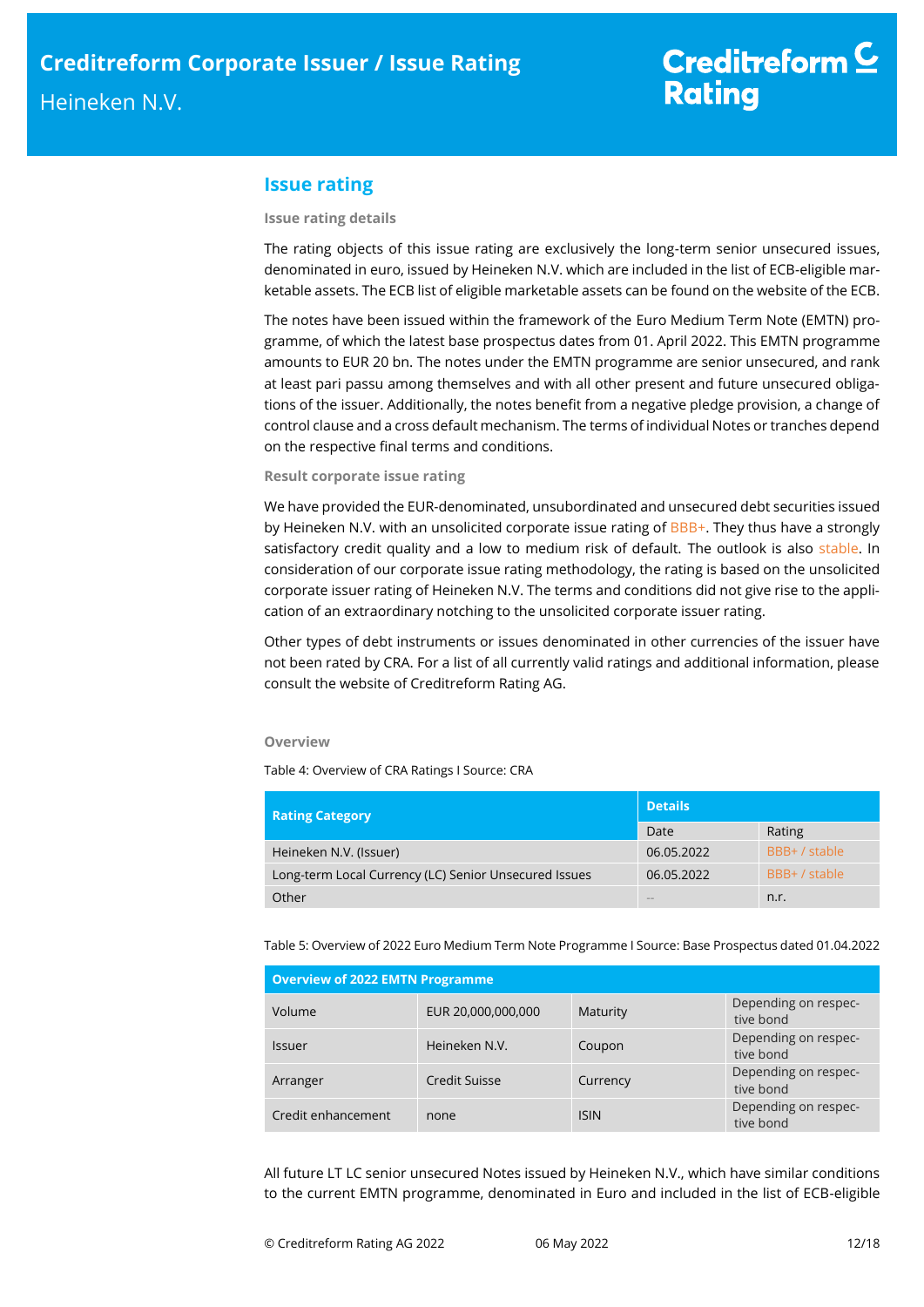## Issue rating

### Issue rating details

The rating objects of this issue rating are exclusively the long-term senior unsecured issues, denominated in euro, issued by Heineken N.V. which are included in the list of ECB-eligible marketable assets. The ECB list of eligible marketable assets can be found on the website of the ECB.

The notes have been issued within the framework of the Euro Medium Term Note (EMTN) programme, of which the latest base prospectus dates from 01. April 2022. This EMTN programme amounts to EUR 20 bn. The notes under the EMTN programme are senior unsecured, and rank at least pari passu among themselves and with all other present and future unsecured obligations of the issuer. Additionally, the notes benefit from a negative pledge provision, a change of control clause and a cross default mechanism. The terms of individual Notes or tranches depend on the respective final terms and conditions.

### Result corporate issue rating

We have provided the EUR-denominated, unsubordinated and unsecured debt securities issued by Heineken N.V. with an unsolicited corporate issue rating of BBB+. They thus have a strongly satisfactory credit quality and a low to medium risk of default. The outlook is also stable. In consideration of our corporate issue rating methodology, the rating is based on the unsolicited corporate issuer rating of Heineken N.V. The terms and conditions did not give rise to the application of an extraordinary notching to the unsolicited corporate issuer rating.

Other types of debt instruments or issues denominated in other currencies of the issuer have not been rated by CRA. For a list of all currently valid ratings and additional information, please consult the website of Creditreform Rating AG.

### Overview

Table 4: Overview of CRA Ratings I Source: CRA

| Rating Category | Details | |
|---|---|---|
| | Date | Rating |
| Heineken N.V. (Issuer) | 06.05.2022 | BBB+ / stable |
| Long-term Local Currency (LC) Senior Unsecured Issues | 06.05.2022 | BBB+ / stable |
| Other | -- | n.r. |

Table 5: Overview of 2022 Euro Medium Term Note Programme I Source: Base Prospectus dated 01.04.2022

| Overview of 2022 EMTN Programme | | | |
|---|---|---|---|
| Volume | EUR 20,000,000,000 | Maturity | Depending on respective bond |
| Issuer | Heineken N.V. | Coupon | Depending on respective bond |
| Arranger | Credit Suisse | Currency | Depending on respective bond |
| Credit enhancement | none | ISIN | Depending on respective bond |

All future LT LC senior unsecured Notes issued by Heineken N.V., which have similar conditions to the current EMTN programme, denominated in Euro and included in the list of ECB-eligible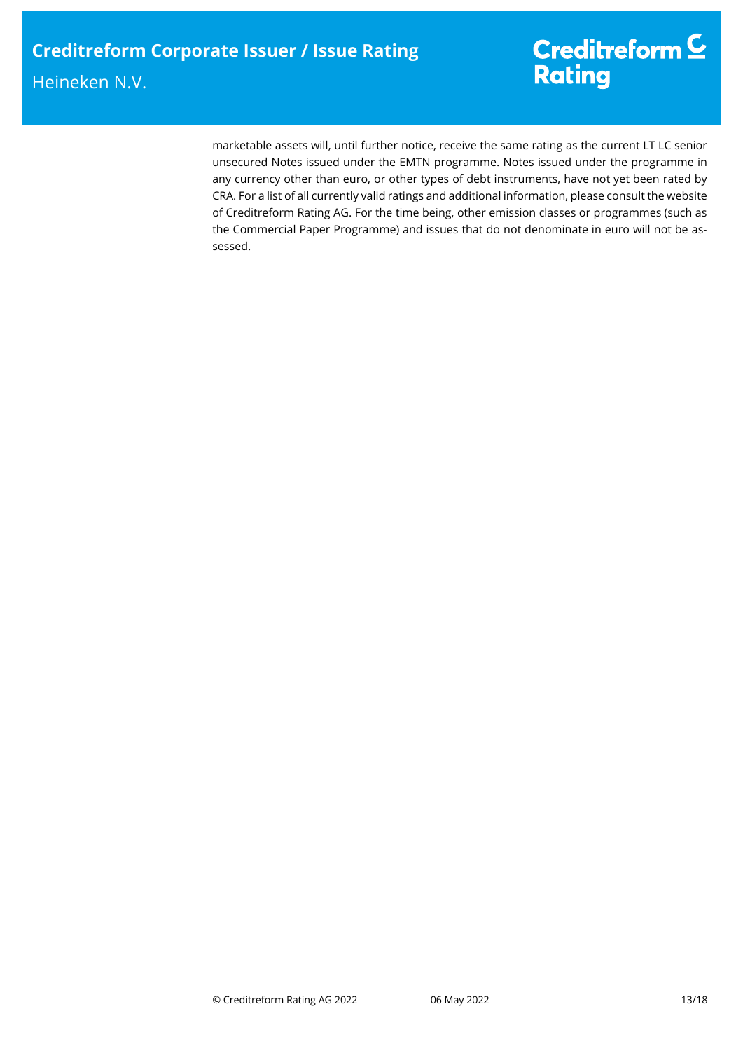marketable assets will, until further notice, receive the same rating as the current LT LC senior unsecured Notes issued under the EMTN programme. Notes issued under the programme in any currency other than euro, or other types of debt instruments, have not yet been rated by CRA. For a list of all currently valid ratings and additional information, please consult the website of Creditreform Rating AG. For the time being, other emission classes or programmes (such as the Commercial Paper Programme) and issues that do not denominate in euro will not be assessed.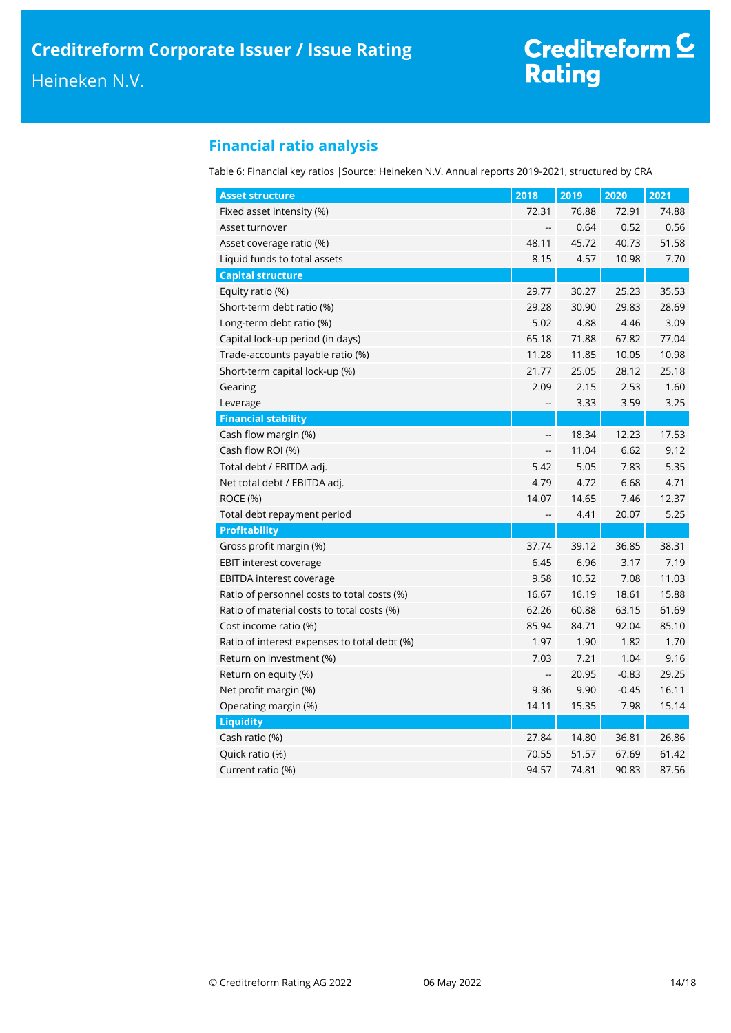## Financial ratio analysis

Table 6: Financial key ratios |Source: Heineken N.V. Annual reports 2019-2021, structured by CRA

| Asset structure | 2018 | 2019 | 2020 | 2021 |
|---|---|---|---|---|
| Fixed asset intensity (%) | 72.31 | 76.88 | 72.91 | 74.88 |
| Asset turnover | -- | 0.64 | 0.52 | 0.56 |
| Asset coverage ratio (%) | 48.11 | 45.72 | 40.73 | 51.58 |
| Liquid funds to total assets | 8.15 | 4.57 | 10.98 | 7.70 |
| **Capital structure** | | | | |
| Equity ratio (%) | 29.77 | 30.27 | 25.23 | 35.53 |
| Short-term debt ratio (%) | 29.28 | 30.90 | 29.83 | 28.69 |
| Long-term debt ratio (%) | 5.02 | 4.88 | 4.46 | 3.09 |
| Capital lock-up period (in days) | 65.18 | 71.88 | 67.82 | 77.04 |
| Trade-accounts payable ratio (%) | 11.28 | 11.85 | 10.05 | 10.98 |
| Short-term capital lock-up (%) | 21.77 | 25.05 | 28.12 | 25.18 |
| Gearing | 2.09 | 2.15 | 2.53 | 1.60 |
| Leverage | -- | 3.33 | 3.59 | 3.25 |
| **Financial stability** | | | | |
| Cash flow margin (%) | -- | 18.34 | 12.23 | 17.53 |
| Cash flow ROI (%) | -- | 11.04 | 6.62 | 9.12 |
| Total debt / EBITDA adj. | 5.42 | 5.05 | 7.83 | 5.35 |
| Net total debt / EBITDA adj. | 4.79 | 4.72 | 6.68 | 4.71 |
| ROCE (%) | 14.07 | 14.65 | 7.46 | 12.37 |
| Total debt repayment period | -- | 4.41 | 20.07 | 5.25 |
| **Profitability** | | | | |
| Gross profit margin (%) | 37.74 | 39.12 | 36.85 | 38.31 |
| EBIT interest coverage | 6.45 | 6.96 | 3.17 | 7.19 |
| EBITDA interest coverage | 9.58 | 10.52 | 7.08 | 11.03 |
| Ratio of personnel costs to total costs (%) | 16.67 | 16.19 | 18.61 | 15.88 |
| Ratio of material costs to total costs (%) | 62.26 | 60.88 | 63.15 | 61.69 |
| Cost income ratio (%) | 85.94 | 84.71 | 92.04 | 85.10 |
| Ratio of interest expenses to total debt (%) | 1.97 | 1.90 | 1.82 | 1.70 |
| Return on investment (%) | 7.03 | 7.21 | 1.04 | 9.16 |
| Return on equity (%) | -- | 20.95 | -0.83 | 29.25 |
| Net profit margin (%) | 9.36 | 9.90 | -0.45 | 16.11 |
| Operating margin (%) | 14.11 | 15.35 | 7.98 | 15.14 |
| **Liquidity** | | | | |
| Cash ratio (%) | 27.84 | 14.80 | 36.81 | 26.86 |
| Quick ratio (%) | 70.55 | 51.57 | 67.69 | 61.42 |
| Current ratio (%) | 94.57 | 74.81 | 90.83 | 87.56 |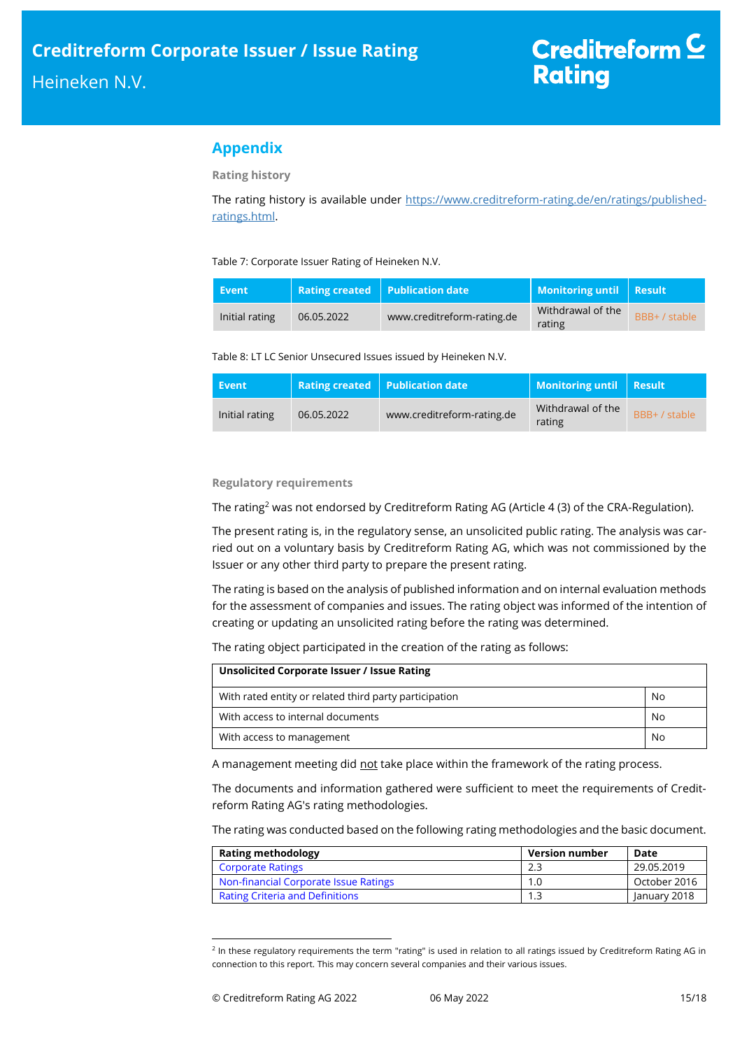## Appendix

### Rating history

The rating history is available under https://www.creditreform-rating.de/en/ratings/published-ratings.html.

Table 7: Corporate Issuer Rating of Heineken N.V.

| Event | Rating created | Publication date | Monitoring until | Result |
|---|---|---|---|---|
| Initial rating | 06.05.2022 | www.creditreform-rating.de | Withdrawal of the rating | BBB+ / stable |

Table 8: LT LC Senior Unsecured Issues issued by Heineken N.V.

| Event | Rating created | Publication date | Monitoring until | Result |
|---|---|---|---|---|
| Initial rating | 06.05.2022 | www.creditreform-rating.de | Withdrawal of the rating | BBB+ / stable |

### Regulatory requirements

The rating[2] was not endorsed by Creditreform Rating AG (Article 4 (3) of the CRA-Regulation).

The present rating is, in the regulatory sense, an unsolicited public rating. The analysis was carried out on a voluntary basis by Creditreform Rating AG, which was not commissioned by the Issuer or any other third party to prepare the present rating.

The rating is based on the analysis of published information and on internal evaluation methods for the assessment of companies and issues. The rating object was informed of the intention of creating or updating an unsolicited rating before the rating was determined.

The rating object participated in the creation of the rating as follows:

| Unsolicited Corporate Issuer / Issue Rating | |
|---|---|
| With rated entity or related third party participation | No |
| With access to internal documents | No |
| With access to management | No |

A management meeting did not take place within the framework of the rating process.

The documents and information gathered were sufficient to meet the requirements of Creditreform Rating AG's rating methodologies.

The rating was conducted based on the following rating methodologies and the basic document.

| Rating methodology | Version number | Date |
|---|---|---|
| Corporate Ratings | 2.3 | 29.05.2019 |
| Non-financial Corporate Issue Ratings | 1.0 | October 2016 |
| Rating Criteria and Definitions | 1.3 | January 2018 |

[2] In these regulatory requirements the term "rating" is used in relation to all ratings issued by Creditreform Rating AG in connection to this report. This may concern several companies and their various issues.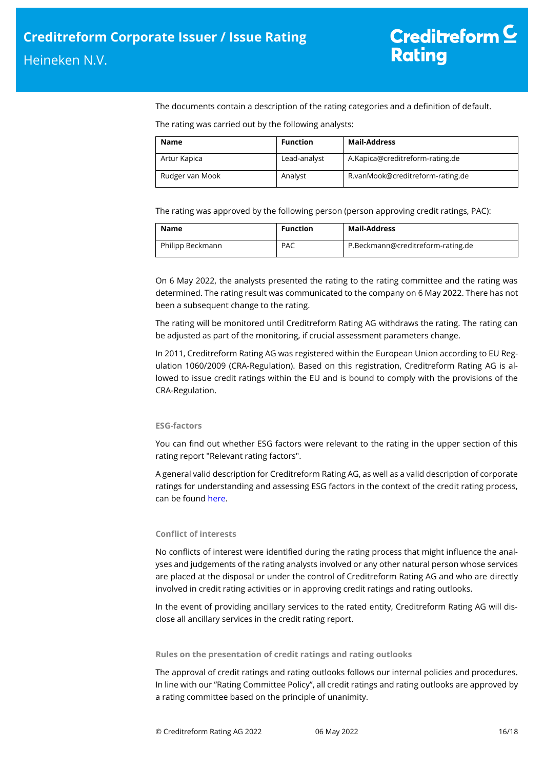The documents contain a description of the rating categories and a definition of default.

The rating was carried out by the following analysts:

| Name | Function | Mail-Address |
|---|---|---|
| Artur Kapica | Lead-analyst | A.Kapica@creditreform-rating.de |
| Rudger van Mook | Analyst | R.vanMook@creditreform-rating.de |

The rating was approved by the following person (person approving credit ratings, PAC):

| Name | Function | Mail-Address |
|---|---|---|
| Philipp Beckmann | PAC | P.Beckmann@creditreform-rating.de |

On 6 May 2022, the analysts presented the rating to the rating committee and the rating was determined. The rating result was communicated to the company on 6 May 2022. There has not been a subsequent change to the rating.

The rating will be monitored until Creditreform Rating AG withdraws the rating. The rating can be adjusted as part of the monitoring, if crucial assessment parameters change.

In 2011, Creditreform Rating AG was registered within the European Union according to EU Regulation 1060/2009 (CRA-Regulation). Based on this registration, Creditreform Rating AG is allowed to issue credit ratings within the EU and is bound to comply with the provisions of the CRA-Regulation.

#### ESG-factors

You can find out whether ESG factors were relevant to the rating in the upper section of this rating report "Relevant rating factors".

A general valid description for Creditreform Rating AG, as well as a valid description of corporate ratings for understanding and assessing ESG factors in the context of the credit rating process, can be found here.

#### Conflict of interests

No conflicts of interest were identified during the rating process that might influence the analyses and judgements of the rating analysts involved or any other natural person whose services are placed at the disposal or under the control of Creditreform Rating AG and who are directly involved in credit rating activities or in approving credit ratings and rating outlooks.

In the event of providing ancillary services to the rated entity, Creditreform Rating AG will disclose all ancillary services in the credit rating report.

#### Rules on the presentation of credit ratings and rating outlooks

The approval of credit ratings and rating outlooks follows our internal policies and procedures. In line with our "Rating Committee Policy", all credit ratings and rating outlooks are approved by a rating committee based on the principle of unanimity.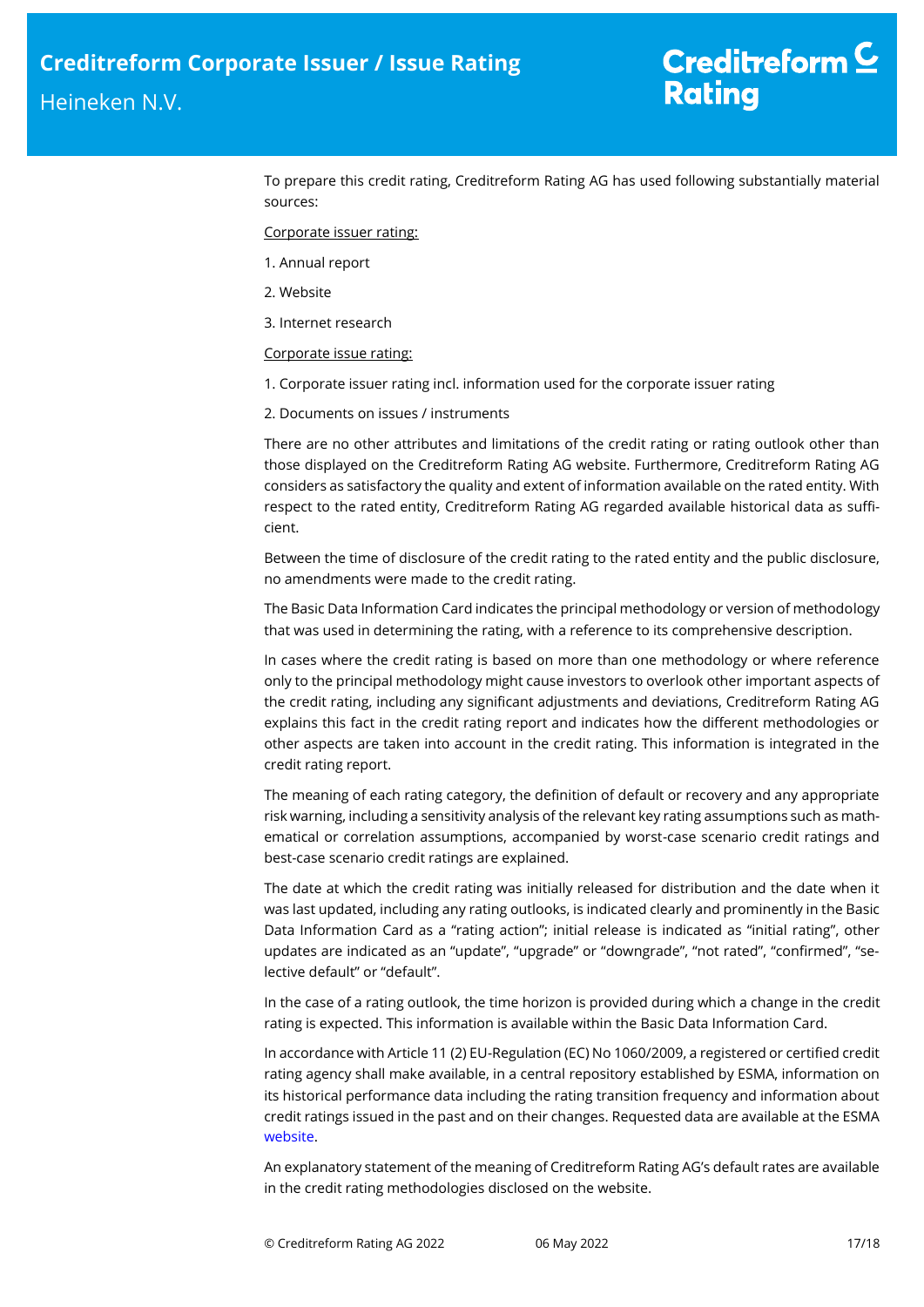To prepare this credit rating, Creditreform Rating AG has used following substantially material sources:

Corporate issuer rating:

1. Annual report
2. Website
3. Internet research

Corporate issue rating:

1. Corporate issuer rating incl. information used for the corporate issuer rating
2. Documents on issues / instruments

There are no other attributes and limitations of the credit rating or rating outlook other than those displayed on the Creditreform Rating AG website. Furthermore, Creditreform Rating AG considers as satisfactory the quality and extent of information available on the rated entity. With respect to the rated entity, Creditreform Rating AG regarded available historical data as sufficient.

Between the time of disclosure of the credit rating to the rated entity and the public disclosure, no amendments were made to the credit rating.

The Basic Data Information Card indicates the principal methodology or version of methodology that was used in determining the rating, with a reference to its comprehensive description.

In cases where the credit rating is based on more than one methodology or where reference only to the principal methodology might cause investors to overlook other important aspects of the credit rating, including any significant adjustments and deviations, Creditreform Rating AG explains this fact in the credit rating report and indicates how the different methodologies or other aspects are taken into account in the credit rating. This information is integrated in the credit rating report.

The meaning of each rating category, the definition of default or recovery and any appropriate risk warning, including a sensitivity analysis of the relevant key rating assumptions such as mathematical or correlation assumptions, accompanied by worst-case scenario credit ratings and best-case scenario credit ratings are explained.

The date at which the credit rating was initially released for distribution and the date when it was last updated, including any rating outlooks, is indicated clearly and prominently in the Basic Data Information Card as a "rating action"; initial release is indicated as "initial rating", other updates are indicated as an "update", "upgrade" or "downgrade", "not rated", "confirmed", "selective default" or "default".

In the case of a rating outlook, the time horizon is provided during which a change in the credit rating is expected. This information is available within the Basic Data Information Card.

In accordance with Article 11 (2) EU-Regulation (EC) No 1060/2009, a registered or certified credit rating agency shall make available, in a central repository established by ESMA, information on its historical performance data including the rating transition frequency and information about credit ratings issued in the past and on their changes. Requested data are available at the ESMA website.

An explanatory statement of the meaning of Creditreform Rating AG's default rates are available in the credit rating methodologies disclosed on the website.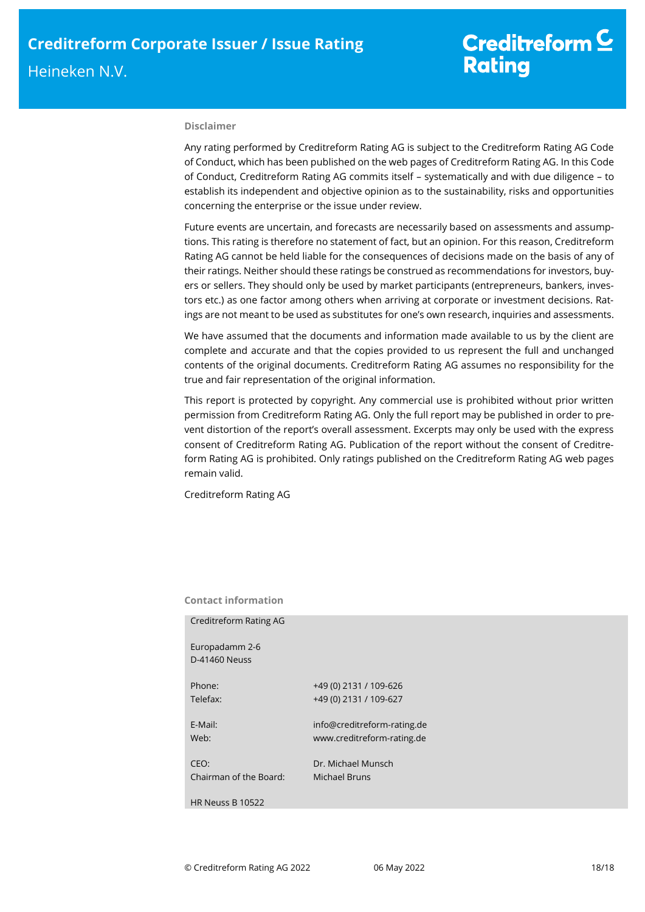### Disclaimer

Any rating performed by Creditreform Rating AG is subject to the Creditreform Rating AG Code of Conduct, which has been published on the web pages of Creditreform Rating AG. In this Code of Conduct, Creditreform Rating AG commits itself – systematically and with due diligence – to establish its independent and objective opinion as to the sustainability, risks and opportunities concerning the enterprise or the issue under review.

Future events are uncertain, and forecasts are necessarily based on assessments and assumptions. This rating is therefore no statement of fact, but an opinion. For this reason, Creditreform Rating AG cannot be held liable for the consequences of decisions made on the basis of any of their ratings. Neither should these ratings be construed as recommendations for investors, buyers or sellers. They should only be used by market participants (entrepreneurs, bankers, investors etc.) as one factor among others when arriving at corporate or investment decisions. Ratings are not meant to be used as substitutes for one's own research, inquiries and assessments.

We have assumed that the documents and information made available to us by the client are complete and accurate and that the copies provided to us represent the full and unchanged contents of the original documents. Creditreform Rating AG assumes no responsibility for the true and fair representation of the original information.

This report is protected by copyright. Any commercial use is prohibited without prior written permission from Creditreform Rating AG. Only the full report may be published in order to prevent distortion of the report's overall assessment. Excerpts may only be used with the express consent of Creditreform Rating AG. Publication of the report without the consent of Creditreform Rating AG is prohibited. Only ratings published on the Creditreform Rating AG web pages remain valid.

Creditreform Rating AG

### Contact information

Creditreform Rating AG

Europadamm 2-6
D-41460 Neuss

| | |
|---|---|
| Phone: | +49 (0) 2131 / 109-626 |
| Telefax: | +49 (0) 2131 / 109-627 |
| E-Mail: | info@creditreform-rating.de |
| Web: | www.creditreform-rating.de |
| CEO: | Dr. Michael Munsch |
| Chairman of the Board: | Michael Bruns |

HR Neuss B 10522